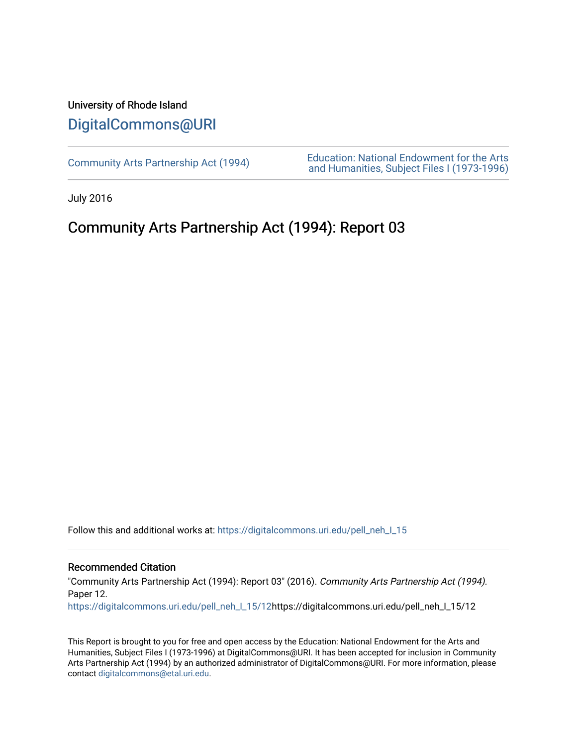University of Rhode Island

# DigitalCommons@URI

Community Arts Partnership Act (1994)

Education: National Endowment for the Arts and Humanities, Subject Files I (1973-1996)

July 2016

## Community Arts Partnership Act (1994): Report 03

Follow this and additional works at: https://digitalcommons.uri.edu/pell_neh_I_15

### Recommended Citation

"Community Arts Partnership Act (1994): Report 03" (2016). *Community Arts Partnership Act (1994).* Paper 12.
https://digitalcommons.uri.edu/pell_neh_I_15/12https://digitalcommons.uri.edu/pell_neh_I_15/12

This Report is brought to you for free and open access by the Education: National Endowment for the Arts and Humanities, Subject Files I (1973-1996) at DigitalCommons@URI. It has been accepted for inclusion in Community Arts Partnership Act (1994) by an authorized administrator of DigitalCommons@URI. For more information, please contact digitalcommons@etal.uri.edu.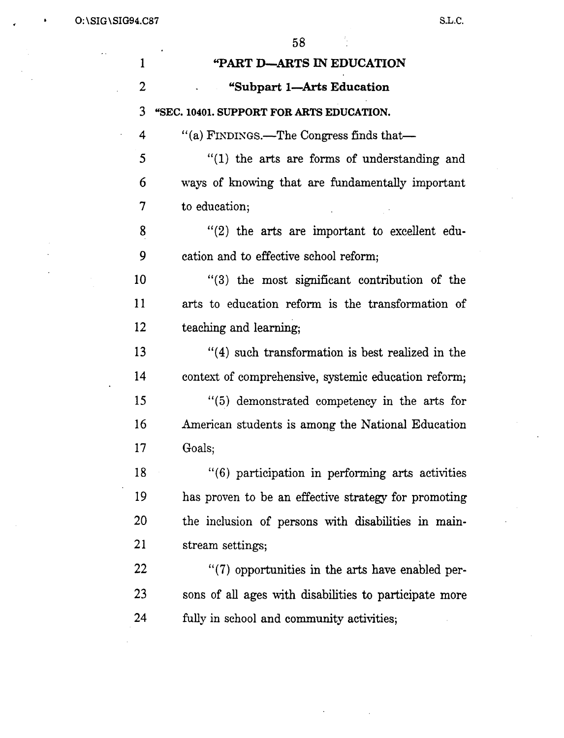"PART D—ARTS IN EDUCATION

"Subpart 1—Arts Education

"SEC. 10401. SUPPORT FOR ARTS EDUCATION.

"(a) FINDINGS.—The Congress finds that—

"(1) the arts are forms of understanding and ways of knowing that are fundamentally important to education;

"(2) the arts are important to excellent education and to effective school reform;

"(3) the most significant contribution of the arts to education reform is the transformation of teaching and learning;

"(4) such transformation is best realized in the context of comprehensive, systemic education reform;

"(5) demonstrated competency in the arts for American students is among the National Education Goals;

"(6) participation in performing arts activities has proven to be an effective strategy for promoting the inclusion of persons with disabilities in mainstream settings;

"(7) opportunities in the arts have enabled persons of all ages with disabilities to participate more fully in school and community activities;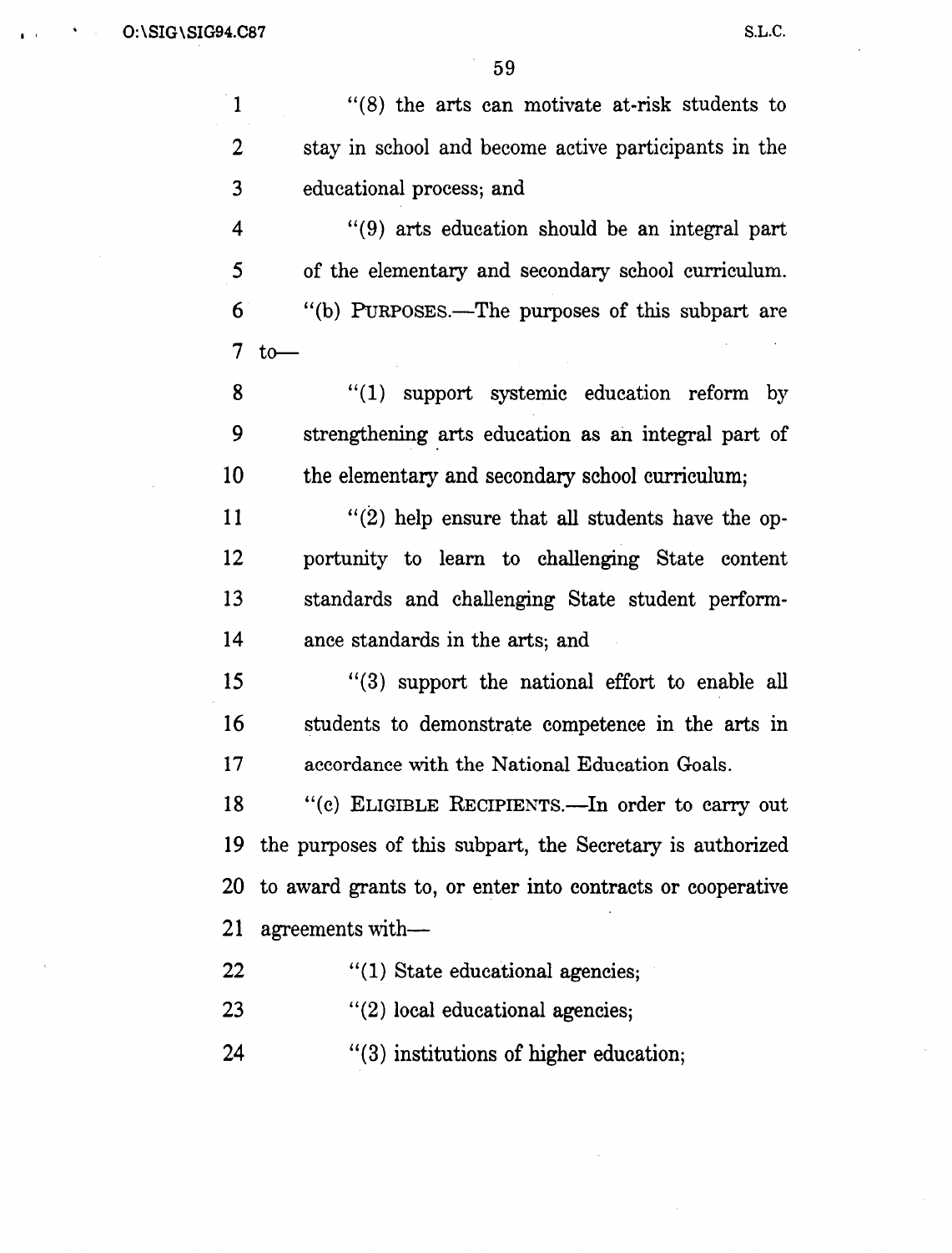"(8) the arts can motivate at-risk students to stay in school and become active participants in the educational process; and

"(9) arts education should be an integral part of the elementary and secondary school curriculum.

"(b) PURPOSES.—The purposes of this subpart are to—

"(1) support systemic education reform by strengthening arts education as an integral part of the elementary and secondary school curriculum;

"(2) help ensure that all students have the opportunity to learn to challenging State content standards and challenging State student performance standards in the arts; and

"(3) support the national effort to enable all students to demonstrate competence in the arts in accordance with the National Education Goals.

"(c) ELIGIBLE RECIPIENTS.—In order to carry out the purposes of this subpart, the Secretary is authorized to award grants to, or enter into contracts or cooperative agreements with—

"(1) State educational agencies;

"(2) local educational agencies;

"(3) institutions of higher education;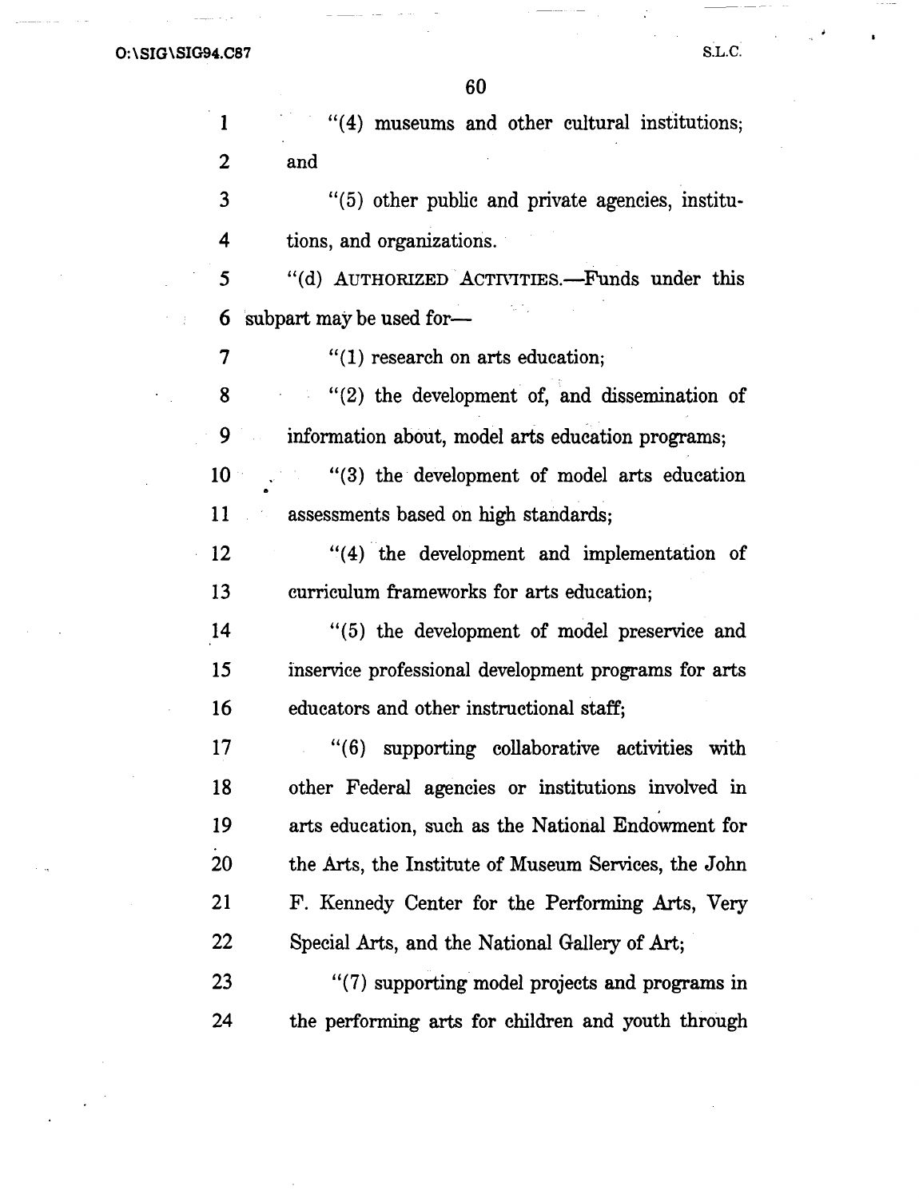"(4) museums and other cultural institutions; and

"(5) other public and private agencies, institutions, and organizations.

"(d) AUTHORIZED ACTIVITIES.—Funds under this subpart may be used for—

"(1) research on arts education;

"(2) the development of, and dissemination of information about, model arts education programs;

"(3) the development of model arts education assessments based on high standards;

"(4) the development and implementation of curriculum frameworks for arts education;

"(5) the development of model preservice and inservice professional development programs for arts educators and other instructional staff;

"(6) supporting collaborative activities with other Federal agencies or institutions involved in arts education, such as the National Endowment for the Arts, the Institute of Museum Services, the John F. Kennedy Center for the Performing Arts, Very Special Arts, and the National Gallery of Art;

"(7) supporting model projects and programs in the performing arts for children and youth through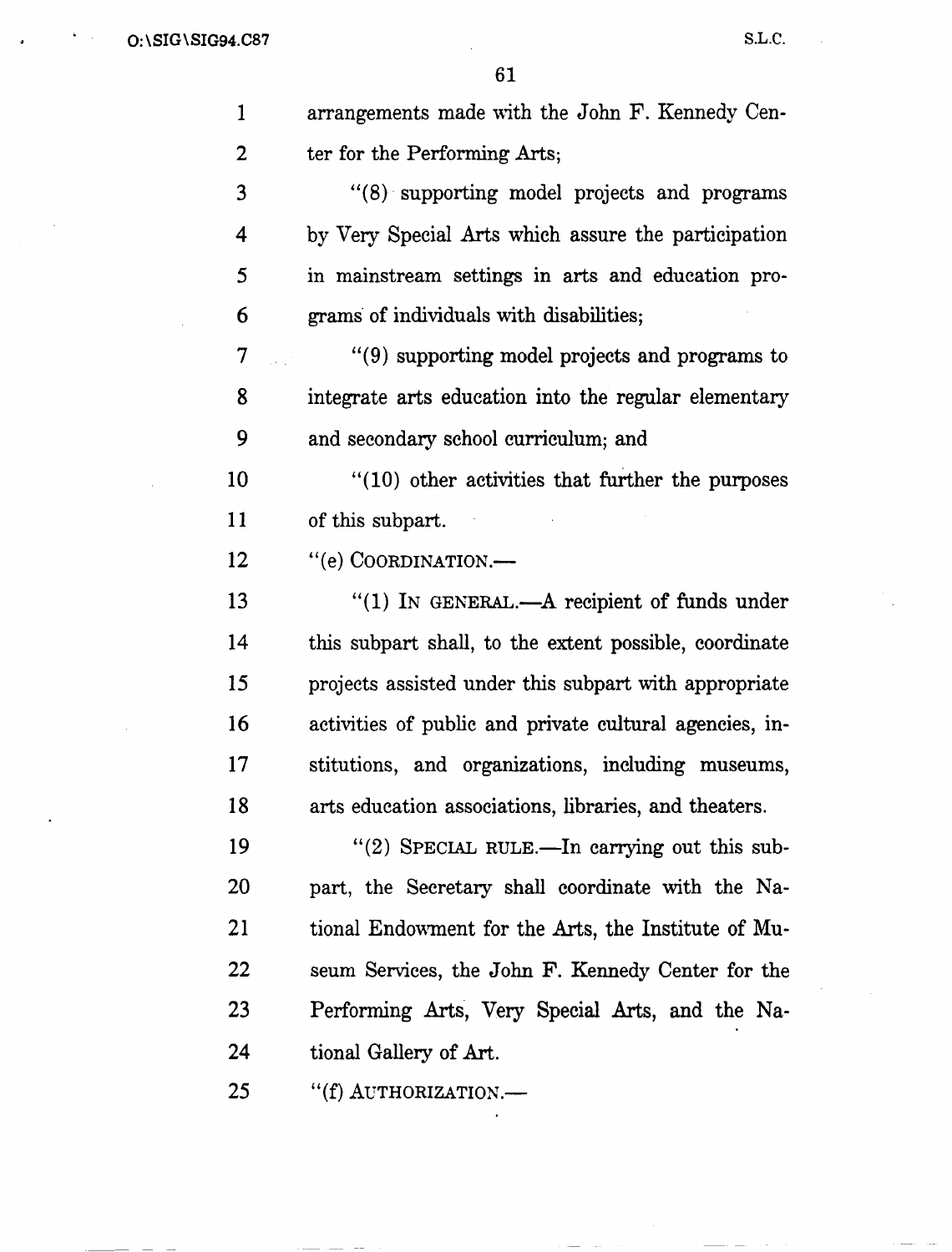arrangements made with the John F. Kennedy Center for the Performing Arts;

"(8) supporting model projects and programs by Very Special Arts which assure the participation in mainstream settings in arts and education programs of individuals with disabilities;

"(9) supporting model projects and programs to integrate arts education into the regular elementary and secondary school curriculum; and

"(10) other activities that further the purposes of this subpart.

"(e) COORDINATION.—

"(1) IN GENERAL.—A recipient of funds under this subpart shall, to the extent possible, coordinate projects assisted under this subpart with appropriate activities of public and private cultural agencies, institutions, and organizations, including museums, arts education associations, libraries, and theaters.

"(2) SPECIAL RULE.—In carrying out this subpart, the Secretary shall coordinate with the National Endowment for the Arts, the Institute of Museum Services, the John F. Kennedy Center for the Performing Arts, Very Special Arts, and the National Gallery of Art.

"(f) AUTHORIZATION.—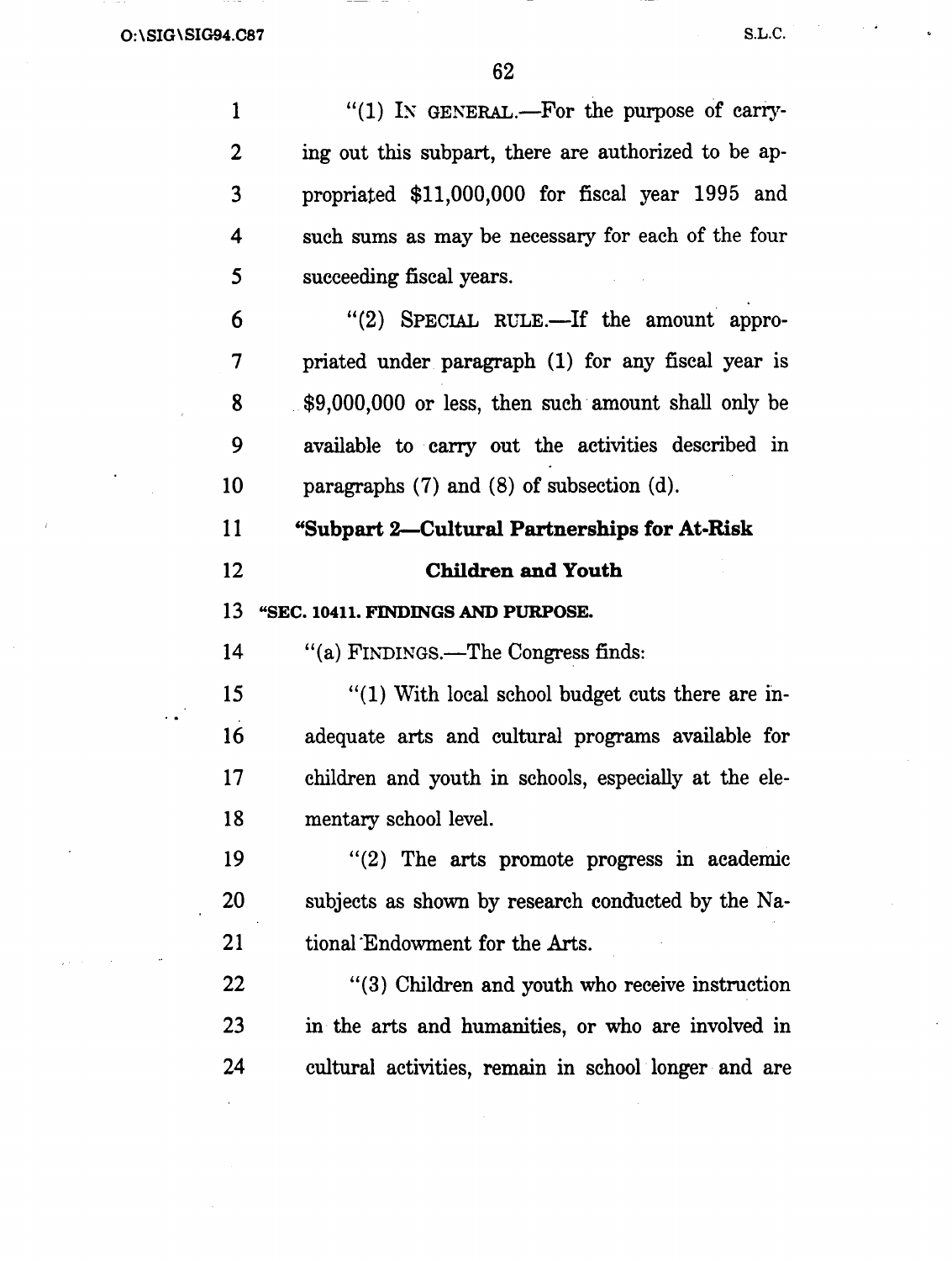"(1) IN GENERAL.—For the purpose of carrying out this subpart, there are authorized to be appropriated $11,000,000 for fiscal year 1995 and such sums as may be necessary for each of the four succeeding fiscal years.

"(2) SPECIAL RULE.—If the amount appropriated under paragraph (1) for any fiscal year is $9,000,000 or less, then such amount shall only be available to carry out the activities described in paragraphs (7) and (8) of subsection (d).

**"Subpart 2—Cultural Partnerships for At-Risk Children and Youth**

**"SEC. 10411. FINDINGS AND PURPOSE.**

"(a) FINDINGS.—The Congress finds:

"(1) With local school budget cuts there are inadequate arts and cultural programs available for children and youth in schools, especially at the elementary school level.

"(2) The arts promote progress in academic subjects as shown by research conducted by the National Endowment for the Arts.

"(3) Children and youth who receive instruction in the arts and humanities, or who are involved in cultural activities, remain in school longer and are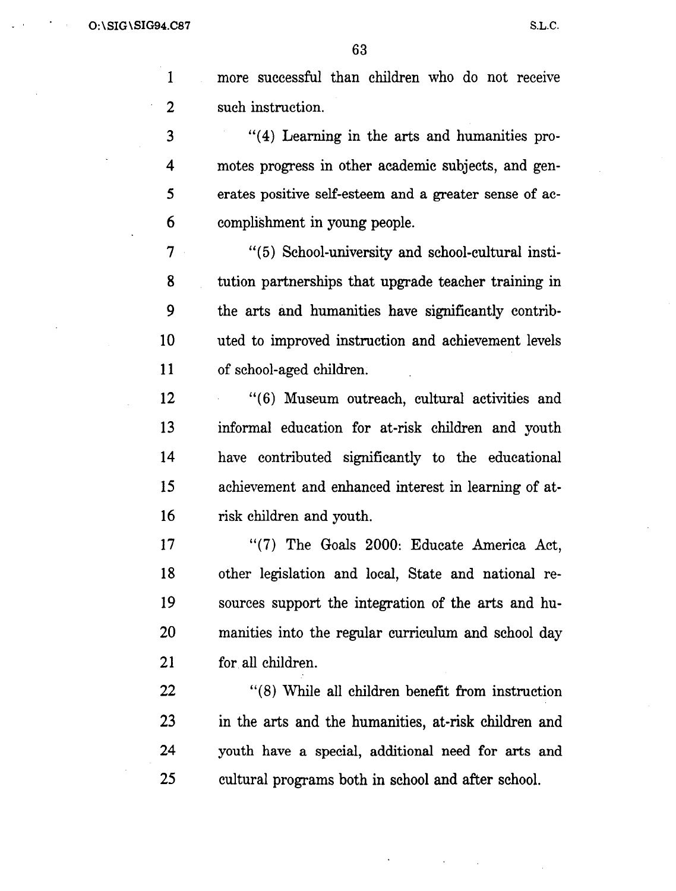more successful than children who do not receive such instruction.

"(4) Learning in the arts and humanities promotes progress in other academic subjects, and generates positive self-esteem and a greater sense of accomplishment in young people.

"(5) School-university and school-cultural institution partnerships that upgrade teacher training in the arts and humanities have significantly contributed to improved instruction and achievement levels of school-aged children.

"(6) Museum outreach, cultural activities and informal education for at-risk children and youth have contributed significantly to the educational achievement and enhanced interest in learning of at-risk children and youth.

"(7) The Goals 2000: Educate America Act, other legislation and local, State and national resources support the integration of the arts and humanities into the regular curriculum and school day for all children.

"(8) While all children benefit from instruction in the arts and the humanities, at-risk children and youth have a special, additional need for arts and cultural programs both in school and after school.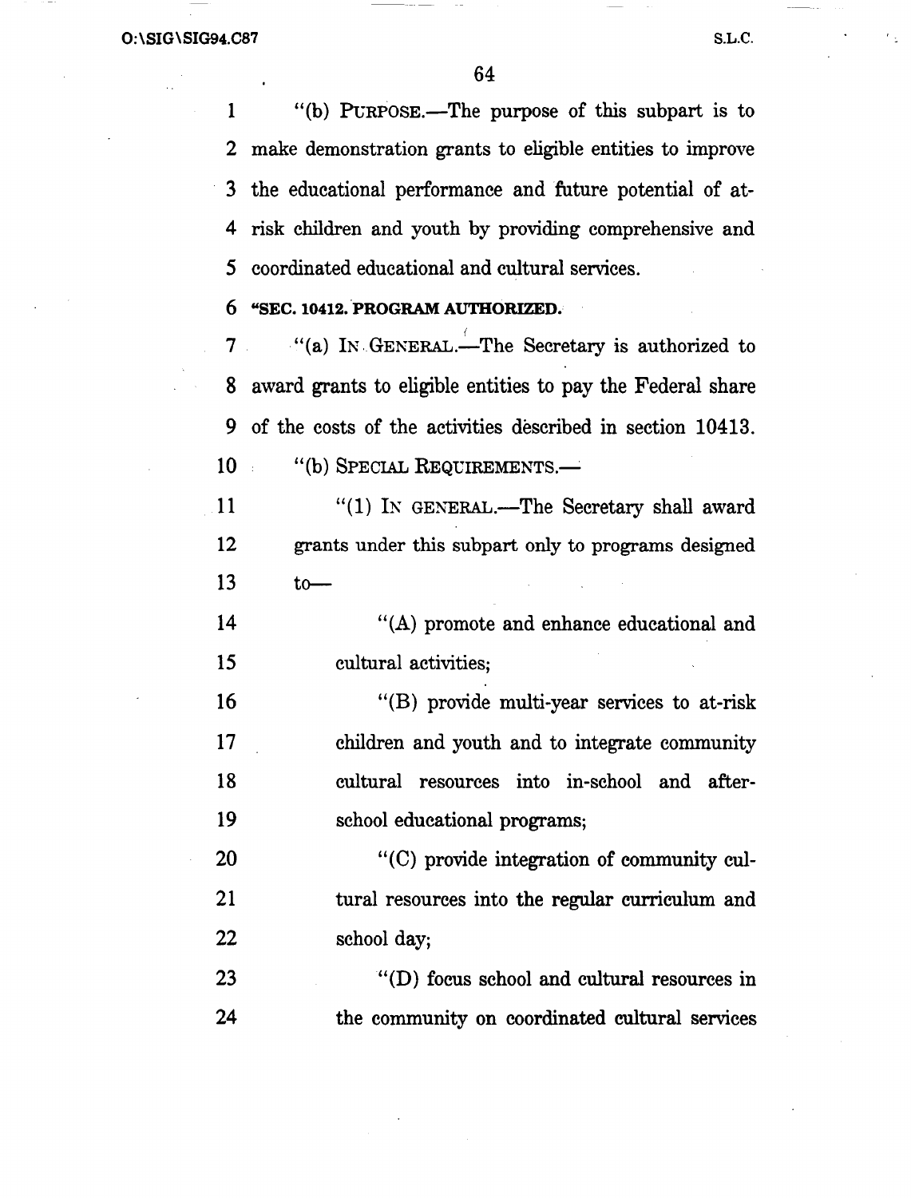"(b) PURPOSE.—The purpose of this subpart is to make demonstration grants to eligible entities to improve the educational performance and future potential of at-risk children and youth by providing comprehensive and coordinated educational and cultural services.

**"SEC. 10412. PROGRAM AUTHORIZED.**

"(a) IN GENERAL.—The Secretary is authorized to award grants to eligible entities to pay the Federal share of the costs of the activities described in section 10413.

"(b) SPECIAL REQUIREMENTS.—

"(1) IN GENERAL.—The Secretary shall award grants under this subpart only to programs designed to—

"(A) promote and enhance educational and cultural activities;

"(B) provide multi-year services to at-risk children and youth and to integrate community cultural resources into in-school and after-school educational programs;

"(C) provide integration of community cultural resources into the regular curriculum and school day;

"(D) focus school and cultural resources in the community on coordinated cultural services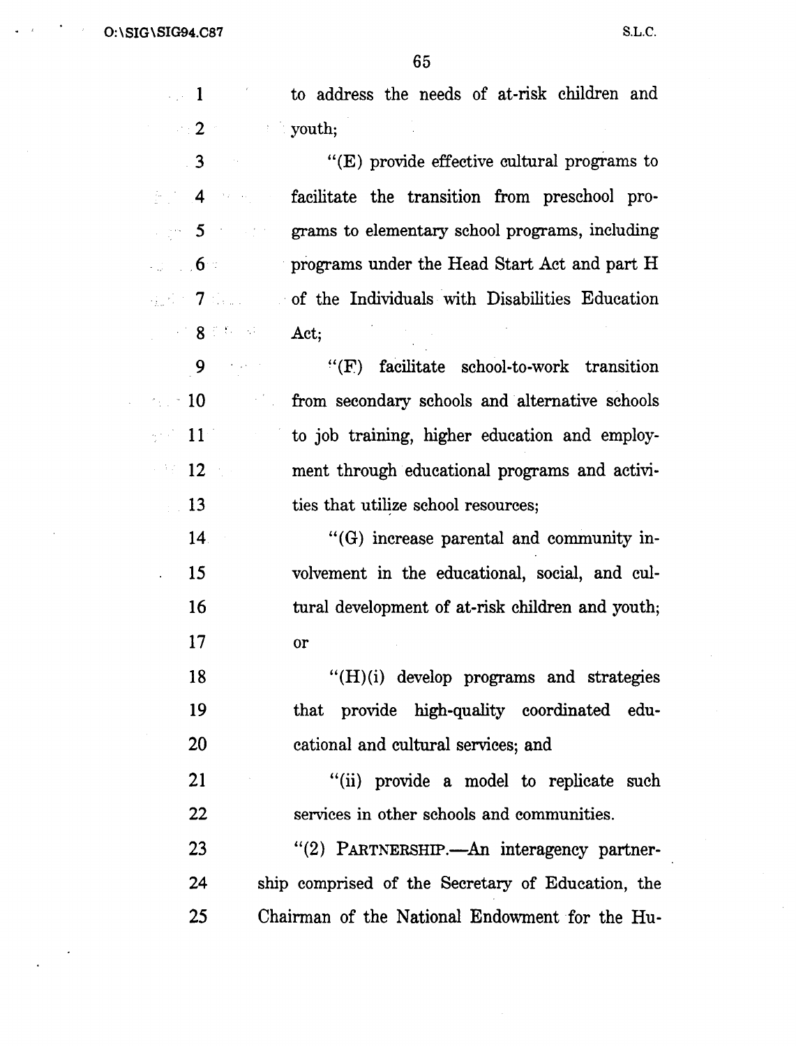to address the needs of at-risk children and youth;

"(E) provide effective cultural programs to facilitate the transition from preschool programs to elementary school programs, including programs under the Head Start Act and part H of the Individuals with Disabilities Education Act;

"(F) facilitate school-to-work transition from secondary schools and alternative schools to job training, higher education and employment through educational programs and activities that utilize school resources;

"(G) increase parental and community involvement in the educational, social, and cultural development of at-risk children and youth; or

"(H)(i) develop programs and strategies that provide high-quality coordinated educational and cultural services; and

"(ii) provide a model to replicate such services in other schools and communities.

"(2) PARTNERSHIP.—An interagency partnership comprised of the Secretary of Education, the Chairman of the National Endowment for the Hu-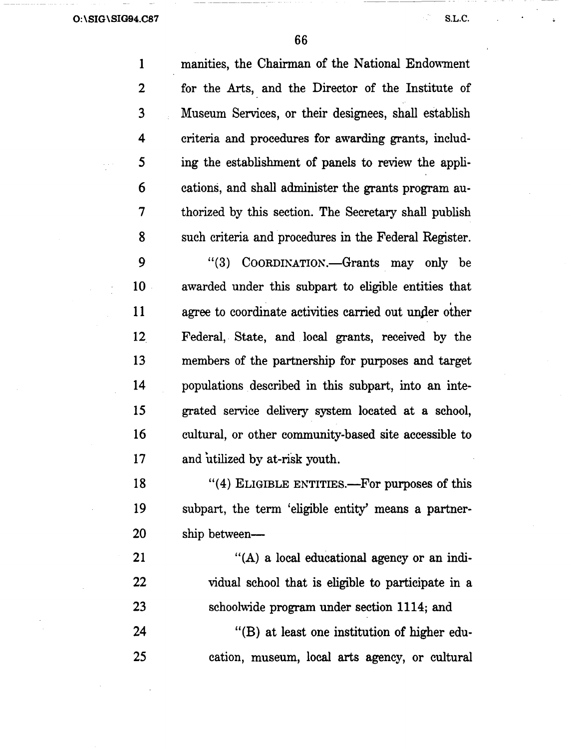manities, the Chairman of the National Endowment for the Arts, and the Director of the Institute of Museum Services, or their designees, shall establish criteria and procedures for awarding grants, including the establishment of panels to review the applications, and shall administer the grants program authorized by this section. The Secretary shall publish such criteria and procedures in the Federal Register.

"(3) COORDINATION.—Grants may only be awarded under this subpart to eligible entities that agree to coordinate activities carried out under other Federal, State, and local grants, received by the members of the partnership for purposes and target populations described in this subpart, into an integrated service delivery system located at a school, cultural, or other community-based site accessible to and utilized by at-risk youth.

"(4) ELIGIBLE ENTITIES.—For purposes of this subpart, the term 'eligible entity' means a partnership between—

"(A) a local educational agency or an individual school that is eligible to participate in a schoolwide program under section 1114; and

"(B) at least one institution of higher education, museum, local arts agency, or cultural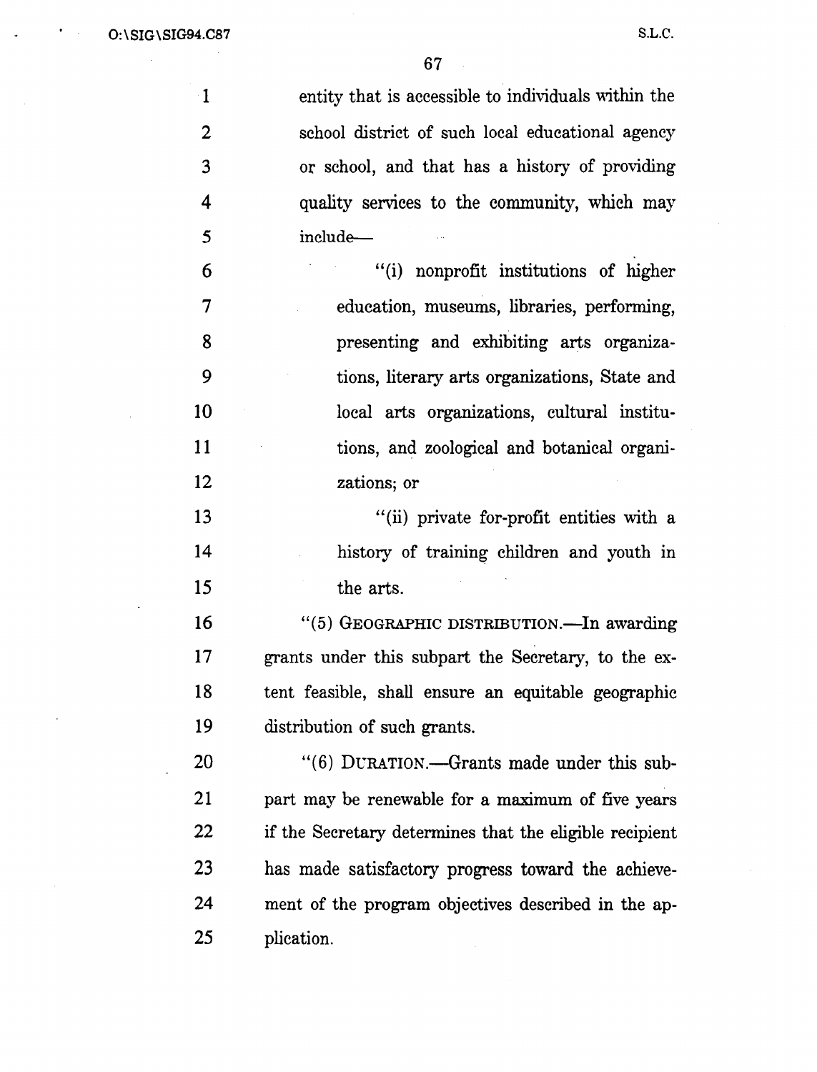entity that is accessible to individuals within the school district of such local educational agency or school, and that has a history of providing quality services to the community, which may include—

"(i) nonprofit institutions of higher education, museums, libraries, performing, presenting and exhibiting arts organizations, literary arts organizations, State and local arts organizations, cultural institutions, and zoological and botanical organizations; or

"(ii) private for-profit entities with a history of training children and youth in the arts.

"(5) GEOGRAPHIC DISTRIBUTION.—In awarding grants under this subpart the Secretary, to the extent feasible, shall ensure an equitable geographic distribution of such grants.

"(6) DURATION.—Grants made under this subpart may be renewable for a maximum of five years if the Secretary determines that the eligible recipient has made satisfactory progress toward the achievement of the program objectives described in the application.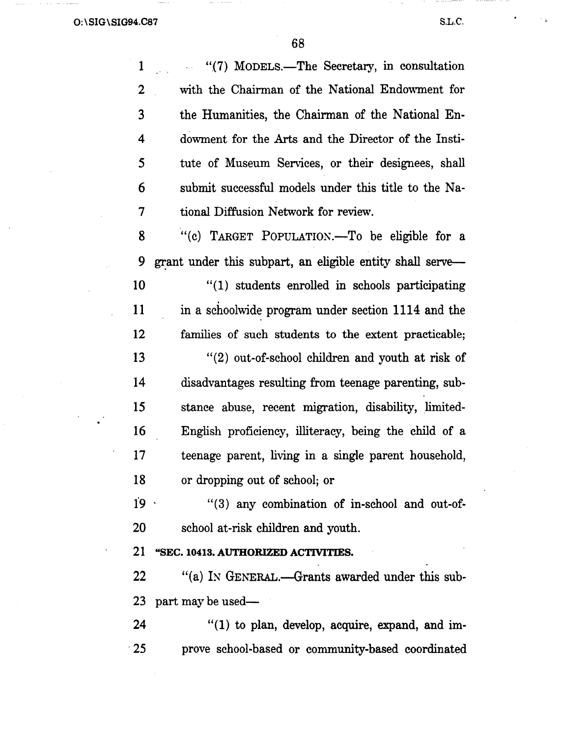"(7) MODELS.—The Secretary, in consultation with the Chairman of the National Endowment for the Humanities, the Chairman of the National Endowment for the Arts and the Director of the Institute of Museum Services, or their designees, shall submit successful models under this title to the National Diffusion Network for review.

"(c) TARGET POPULATION.—To be eligible for a grant under this subpart, an eligible entity shall serve—

"(1) students enrolled in schools participating in a schoolwide program under section 1114 and the families of such students to the extent practicable;

"(2) out-of-school children and youth at risk of disadvantages resulting from teenage parenting, substance abuse, recent migration, disability, limited-English proficiency, illiteracy, being the child of a teenage parent, living in a single parent household, or dropping out of school; or

"(3) any combination of in-school and out-of-school at-risk children and youth.

**"SEC. 10413. AUTHORIZED ACTIVITIES.**

"(a) IN GENERAL.—Grants awarded under this subpart may be used—

"(1) to plan, develop, acquire, expand, and improve school-based or community-based coordinated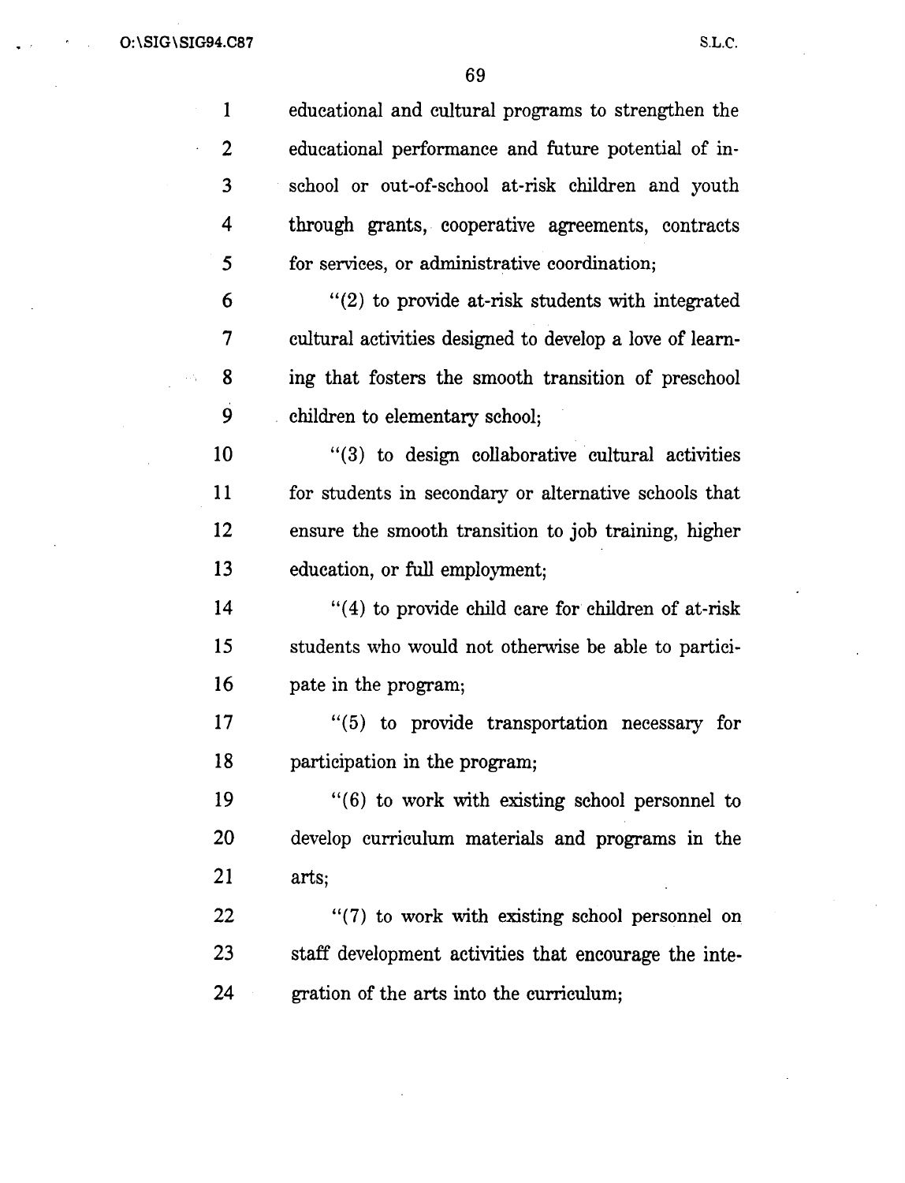educational and cultural programs to strengthen the educational performance and future potential of in-school or out-of-school at-risk children and youth through grants, cooperative agreements, contracts for services, or administrative coordination;

"(2) to provide at-risk students with integrated cultural activities designed to develop a love of learning that fosters the smooth transition of preschool children to elementary school;

"(3) to design collaborative cultural activities for students in secondary or alternative schools that ensure the smooth transition to job training, higher education, or full employment;

"(4) to provide child care for children of at-risk students who would not otherwise be able to participate in the program;

"(5) to provide transportation necessary for participation in the program;

"(6) to work with existing school personnel to develop curriculum materials and programs in the arts;

"(7) to work with existing school personnel on staff development activities that encourage the integration of the arts into the curriculum;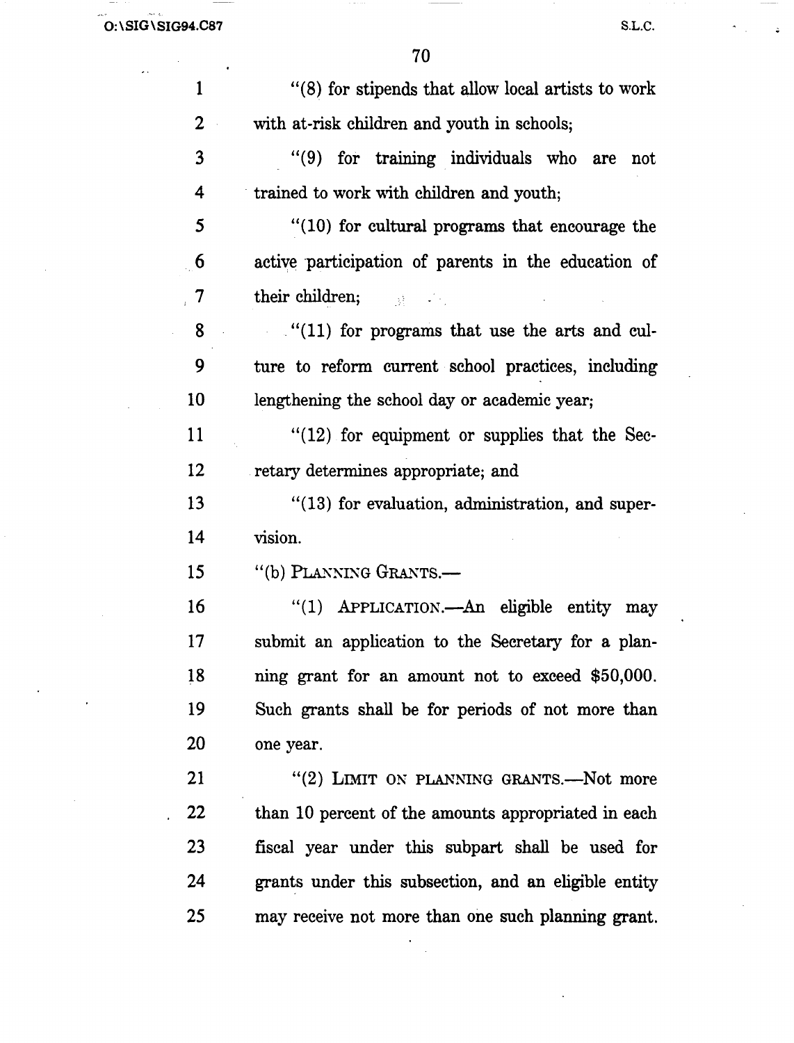"(8) for stipends that allow local artists to work with at-risk children and youth in schools;

"(9) for training individuals who are not trained to work with children and youth;

"(10) for cultural programs that encourage the active participation of parents in the education of their children;

"(11) for programs that use the arts and culture to reform current school practices, including lengthening the school day or academic year;

"(12) for equipment or supplies that the Secretary determines appropriate; and

"(13) for evaluation, administration, and supervision.

"(b) PLANNING GRANTS.—

"(1) APPLICATION.—An eligible entity may submit an application to the Secretary for a planning grant for an amount not to exceed $50,000. Such grants shall be for periods of not more than one year.

"(2) LIMIT ON PLANNING GRANTS.—Not more than 10 percent of the amounts appropriated in each fiscal year under this subpart shall be used for grants under this subsection, and an eligible entity may receive not more than one such planning grant.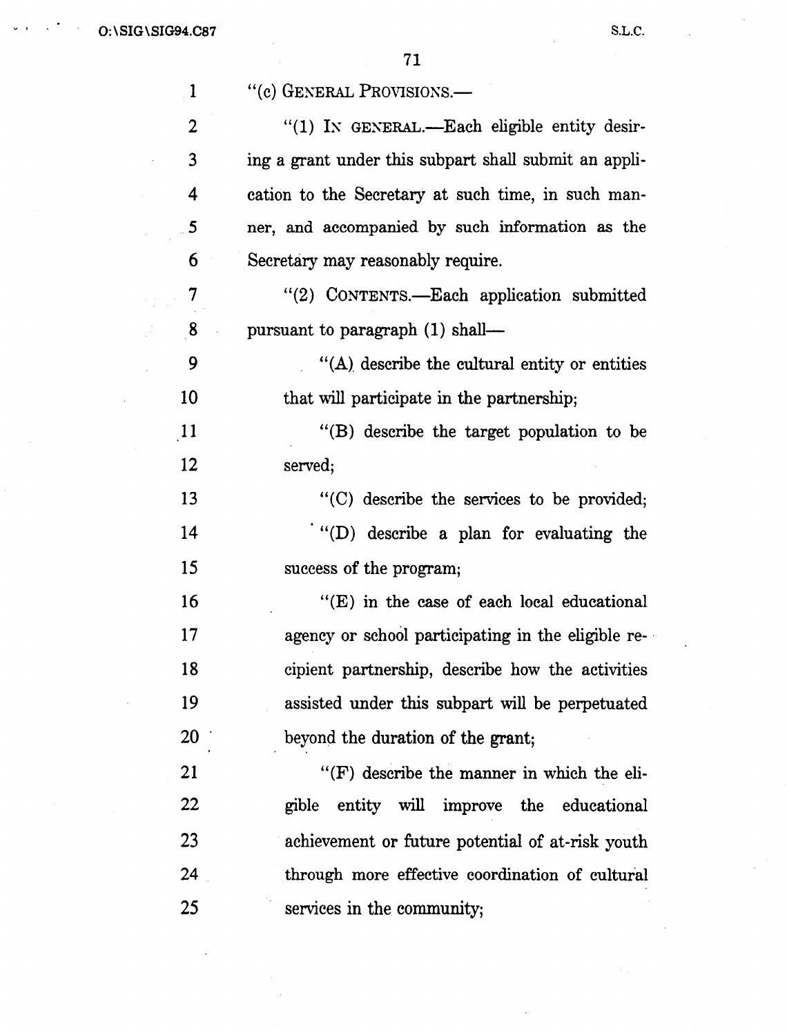"(c) GENERAL PROVISIONS.—

"(1) IN GENERAL.—Each eligible entity desiring a grant under this subpart shall submit an application to the Secretary at such time, in such manner, and accompanied by such information as the Secretary may reasonably require.

"(2) CONTENTS.—Each application submitted pursuant to paragraph (1) shall—

"(A) describe the cultural entity or entities that will participate in the partnership;

"(B) describe the target population to be served;

"(C) describe the services to be provided;

"(D) describe a plan for evaluating the success of the program;

"(E) in the case of each local educational agency or school participating in the eligible recipient partnership, describe how the activities assisted under this subpart will be perpetuated beyond the duration of the grant;

"(F) describe the manner in which the eligible entity will improve the educational achievement or future potential of at-risk youth through more effective coordination of cultural services in the community;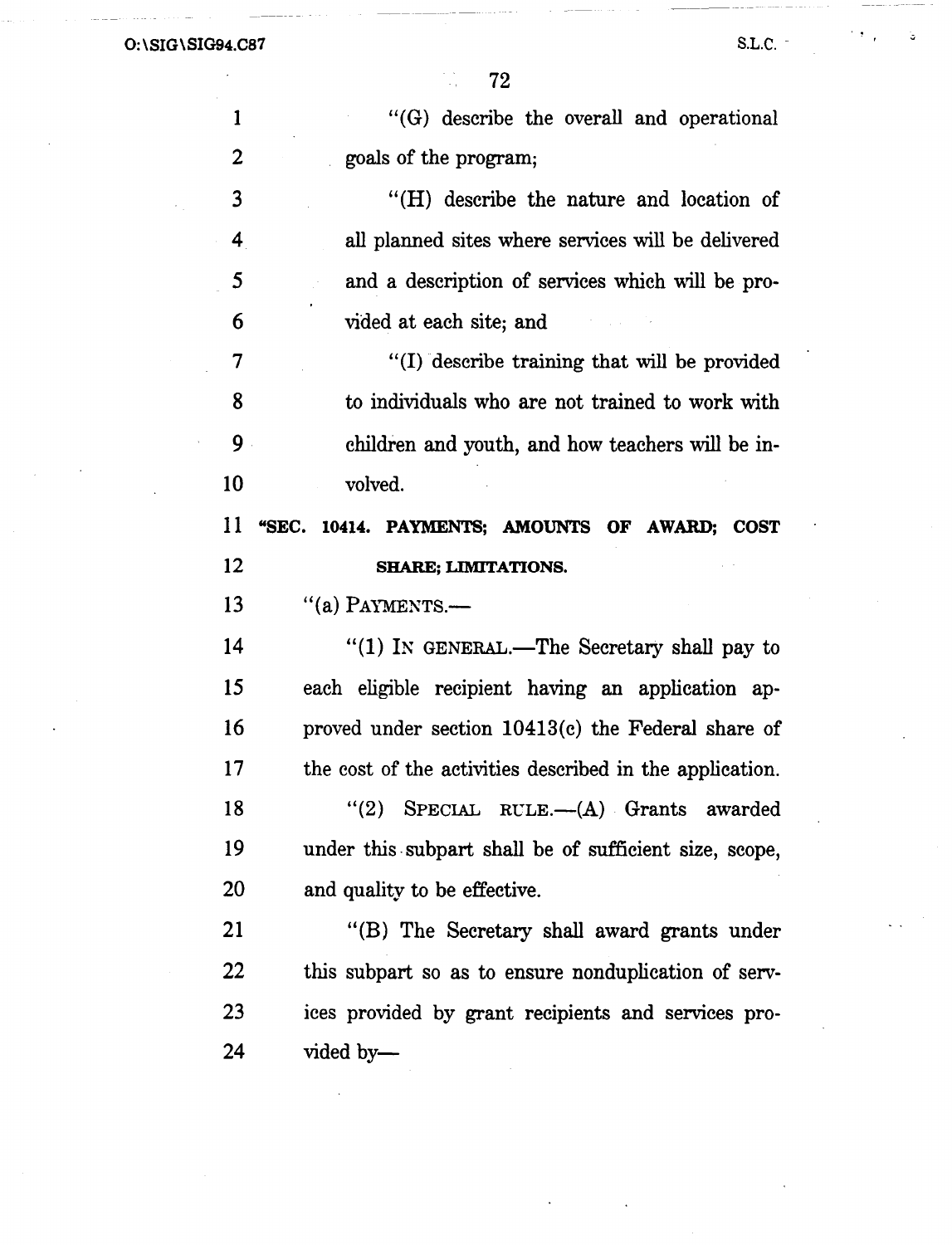"(G) describe the overall and operational goals of the program;

"(H) describe the nature and location of all planned sites where services will be delivered and a description of services which will be provided at each site; and

"(I) describe training that will be provided to individuals who are not trained to work with children and youth, and how teachers will be involved.

**"SEC. 10414. PAYMENTS; AMOUNTS OF AWARD; COST SHARE; LIMITATIONS.**

"(a) PAYMENTS.—

"(1) IN GENERAL.—The Secretary shall pay to each eligible recipient having an application approved under section 10413(c) the Federal share of the cost of the activities described in the application.

"(2) SPECIAL RULE.—(A) Grants awarded under this subpart shall be of sufficient size, scope, and quality to be effective.

"(B) The Secretary shall award grants under this subpart so as to ensure nonduplication of services provided by grant recipients and services provided by—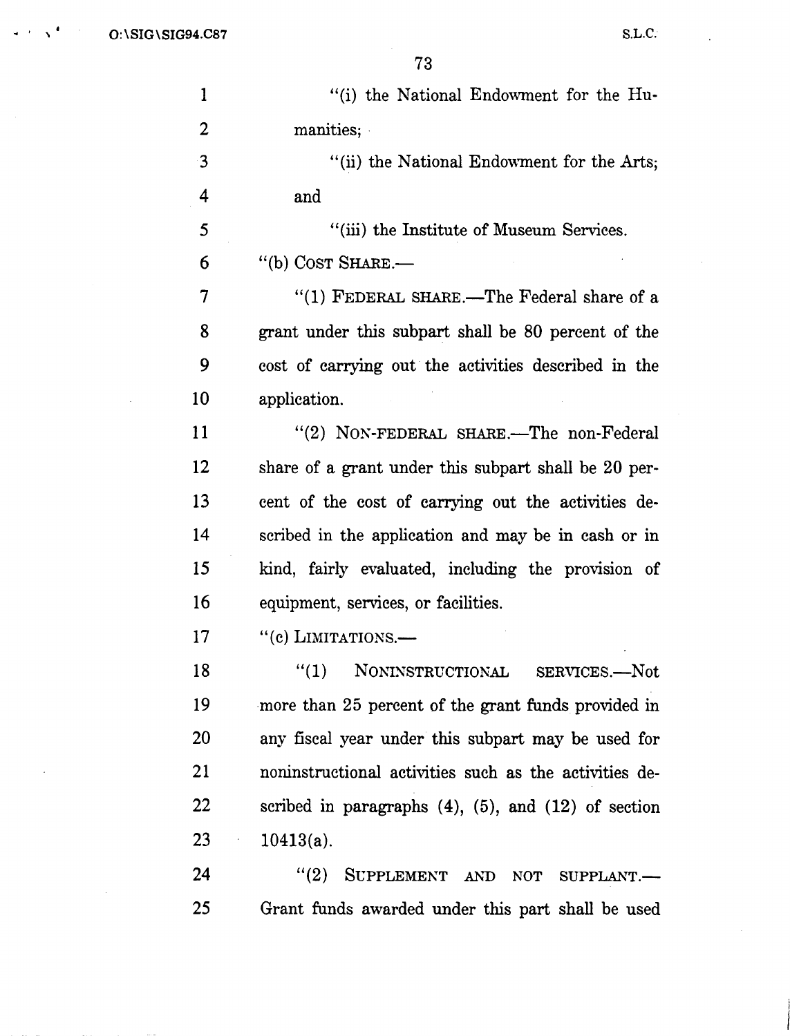"(i) the National Endowment for the Humanities;

"(ii) the National Endowment for the Arts; and

"(iii) the Institute of Museum Services.

"(b) COST SHARE.—

"(1) FEDERAL SHARE.—The Federal share of a grant under this subpart shall be 80 percent of the cost of carrying out the activities described in the application.

"(2) NON-FEDERAL SHARE.—The non-Federal share of a grant under this subpart shall be 20 percent of the cost of carrying out the activities described in the application and may be in cash or in kind, fairly evaluated, including the provision of equipment, services, or facilities.

"(c) LIMITATIONS.—

"(1) NONINSTRUCTIONAL SERVICES.—Not more than 25 percent of the grant funds provided in any fiscal year under this subpart may be used for noninstructional activities such as the activities described in paragraphs (4), (5), and (12) of section 10413(a).

"(2) SUPPLEMENT AND NOT SUPPLANT.—Grant funds awarded under this part shall be used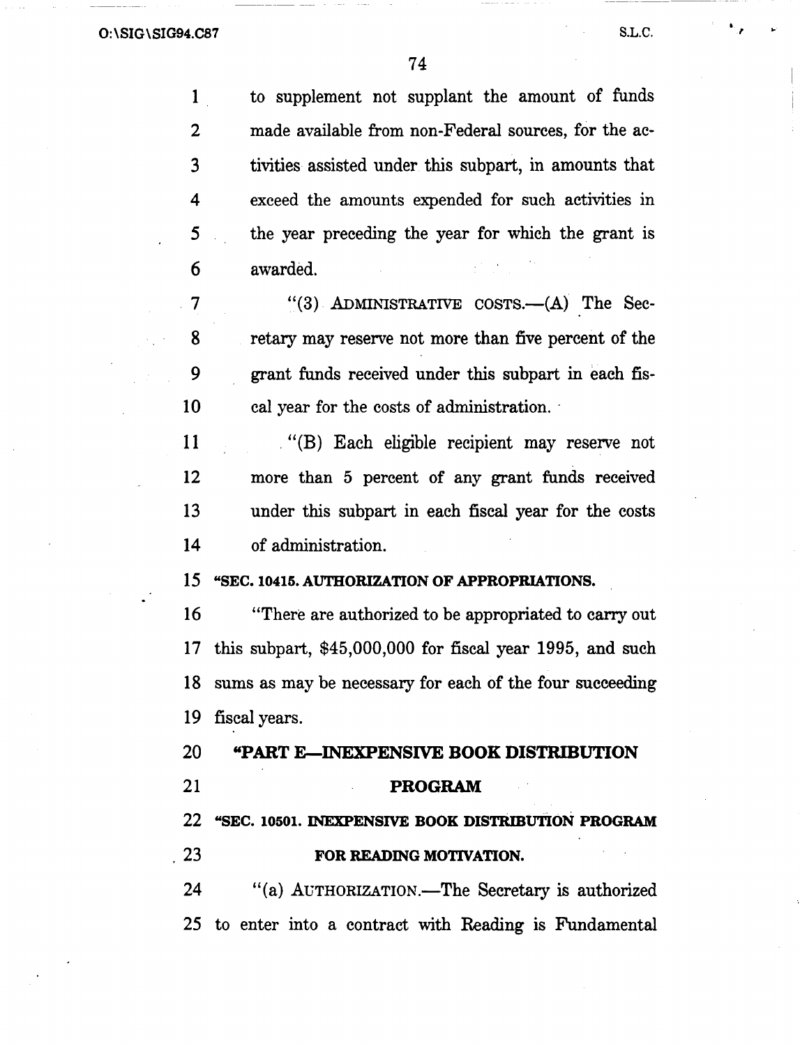to supplement not supplant the amount of funds made available from non-Federal sources, for the activities assisted under this subpart, in amounts that exceed the amounts expended for such activities in the year preceding the year for which the grant is awarded.

"(3) ADMINISTRATIVE COSTS.—(A) The Secretary may reserve not more than five percent of the grant funds received under this subpart in each fiscal year for the costs of administration.

"(B) Each eligible recipient may reserve not more than 5 percent of any grant funds received under this subpart in each fiscal year for the costs of administration.

**"SEC. 10415. AUTHORIZATION OF APPROPRIATIONS.**

"There are authorized to be appropriated to carry out this subpart, $45,000,000 for fiscal year 1995, and such sums as may be necessary for each of the four succeeding fiscal years.

## "PART E—INEXPENSIVE BOOK DISTRIBUTION PROGRAM

**"SEC. 10501. INEXPENSIVE BOOK DISTRIBUTION PROGRAM FOR READING MOTIVATION.**

"(a) AUTHORIZATION.—The Secretary is authorized to enter into a contract with Reading is Fundamental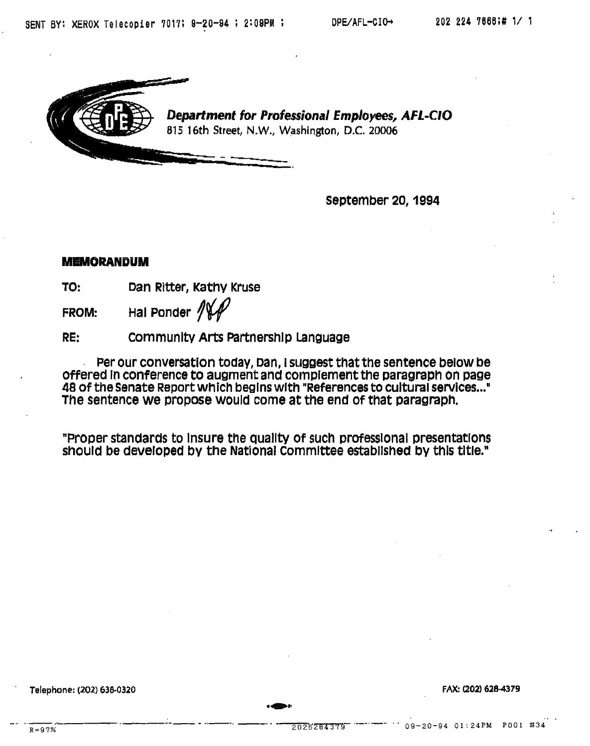**Department for Professional Employees, AFL-CIO**
815 16th Street, N.W., Washington, D.C. 20006

September 20, 1994

**MEMORANDUM**

**TO:** Dan Ritter, Kathy Kruse

**FROM:** Hal Ponder

**RE:** Community Arts Partnership Language

Per our conversation today, Dan, I suggest that the sentence below be offered in conference to augment and complement the paragraph on page 48 of the Senate Report which begins with "References to cultural services..." The sentence we propose would come at the end of that paragraph.

"Proper standards to insure the quality of such professional presentations should be developed by the National Committee established by this title."

Telephone: (202) 638-0320

FAX: (202) 628-4379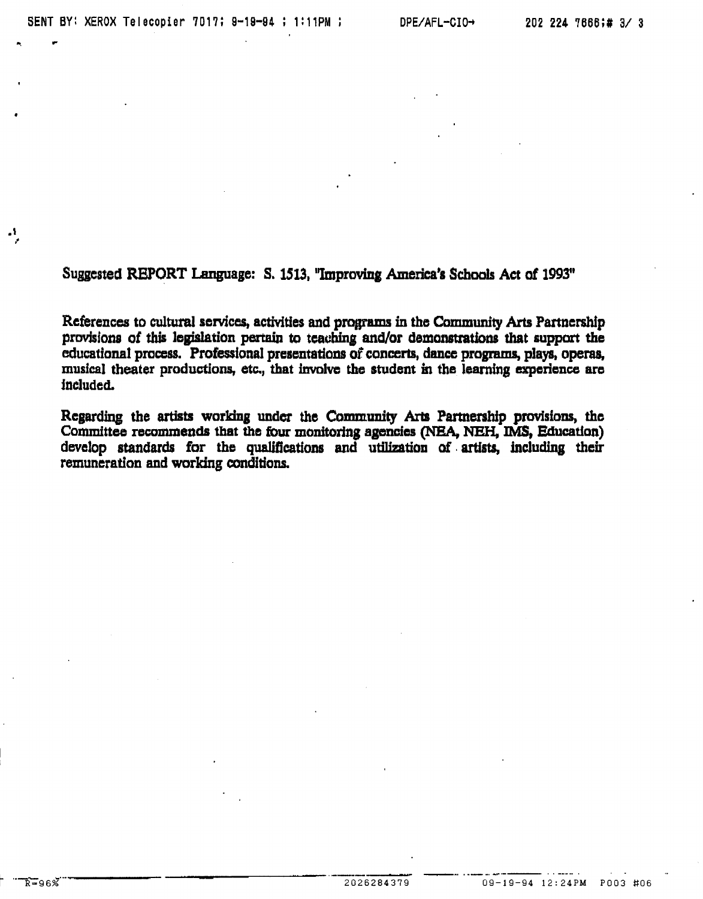Suggested REPORT Language: S. 1513, "Improving America's Schools Act of 1993"

References to cultural services, activities and programs in the Community Arts Partnership provisions of this legislation pertain to teaching and/or demonstrations that support the educational process. Professional presentations of concerts, dance programs, plays, operas, musical theater productions, etc., that involve the student in the learning experience are included.

Regarding the artists working under the Community Arts Partnership provisions, the Committee recommends that the four monitoring agencies (NEA, NEH, IMS, Education) develop standards for the qualifications and utilization of artists, including their remuneration and working conditions.